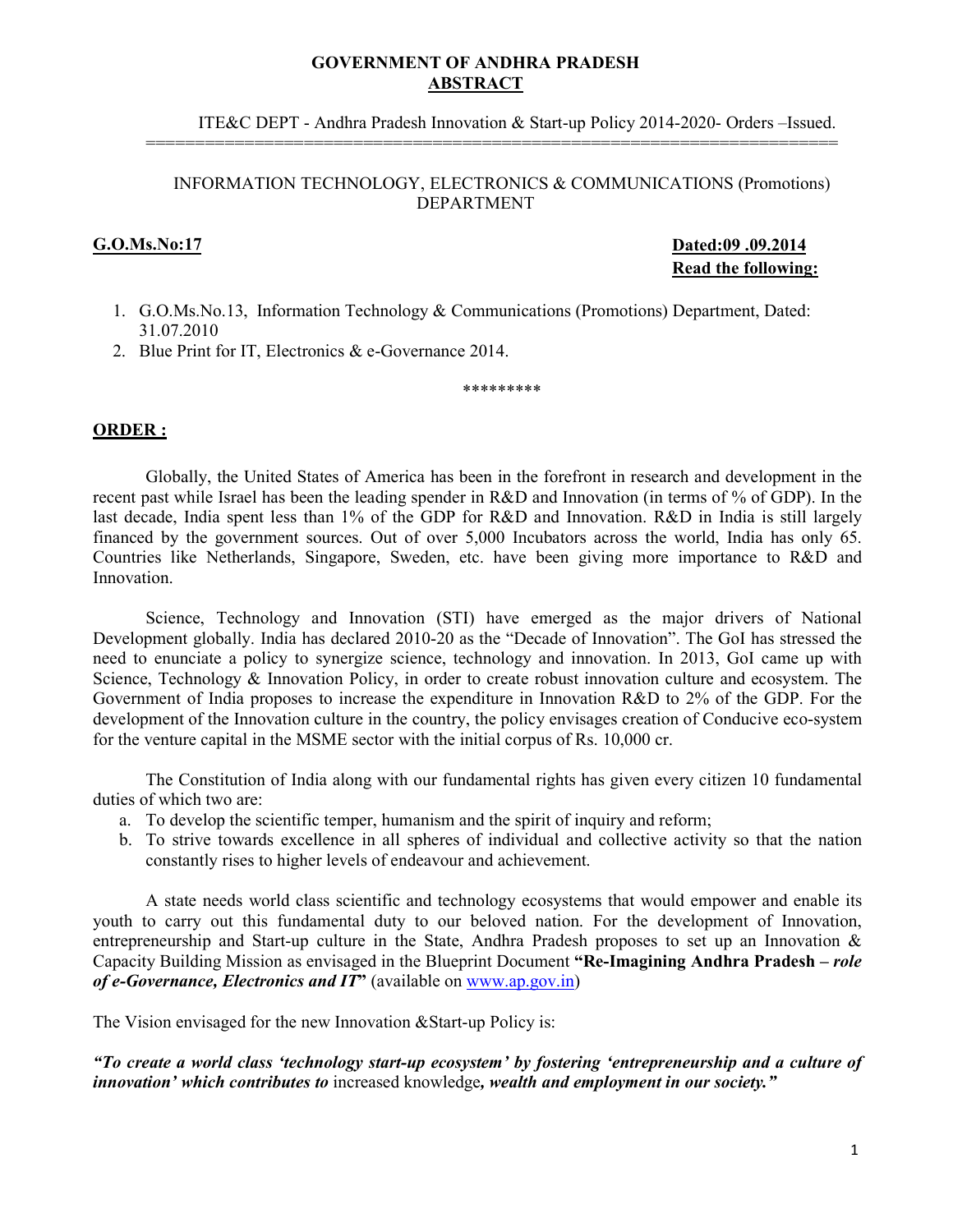**GOVERNMENT OF ANDHRA PRADESH**
**ABSTRACT**

ITE&C DEPT - Andhra Pradesh Innovation & Start-up Policy 2014-2020- Orders –Issued.

======================================================================

INFORMATION TECHNOLOGY, ELECTRONICS & COMMUNICATIONS (Promotions) DEPARTMENT

**G.O.Ms.No:17** **Dated:09 .09.2014**
**Read the following:**

1. G.O.Ms.No.13, Information Technology & Communications (Promotions) Department, Dated: 31.07.2010
2. Blue Print for IT, Electronics & e-Governance 2014.

*********

**ORDER :**

Globally, the United States of America has been in the forefront in research and development in the recent past while Israel has been the leading spender in R&D and Innovation (in terms of % of GDP). In the last decade, India spent less than 1% of the GDP for R&D and Innovation. R&D in India is still largely financed by the government sources. Out of over 5,000 Incubators across the world, India has only 65. Countries like Netherlands, Singapore, Sweden, etc. have been giving more importance to R&D and Innovation.

Science, Technology and Innovation (STI) have emerged as the major drivers of National Development globally. India has declared 2010-20 as the "Decade of Innovation". The GoI has stressed the need to enunciate a policy to synergize science, technology and innovation. In 2013, GoI came up with Science, Technology & Innovation Policy, in order to create robust innovation culture and ecosystem. The Government of India proposes to increase the expenditure in Innovation R&D to 2% of the GDP. For the development of the Innovation culture in the country, the policy envisages creation of Conducive eco-system for the venture capital in the MSME sector with the initial corpus of Rs. 10,000 cr.

The Constitution of India along with our fundamental rights has given every citizen 10 fundamental duties of which two are:

a. To develop the scientific temper, humanism and the spirit of inquiry and reform;
b. To strive towards excellence in all spheres of individual and collective activity so that the nation constantly rises to higher levels of endeavour and achievement.

A state needs world class scientific and technology ecosystems that would empower and enable its youth to carry out this fundamental duty to our beloved nation. For the development of Innovation, entrepreneurship and Start-up culture in the State, Andhra Pradesh proposes to set up an Innovation & Capacity Building Mission as envisaged in the Blueprint Document **"Re-Imagining Andhra Pradesh –** ***role of e-Governance, Electronics and IT*"** (available on www.ap.gov.in)

The Vision envisaged for the new Innovation &Start-up Policy is:

***"To create a world class 'technology start-up ecosystem' by fostering 'entrepreneurship and a culture of innovation' which contributes to*** increased knowledge***, wealth and employment in our society."***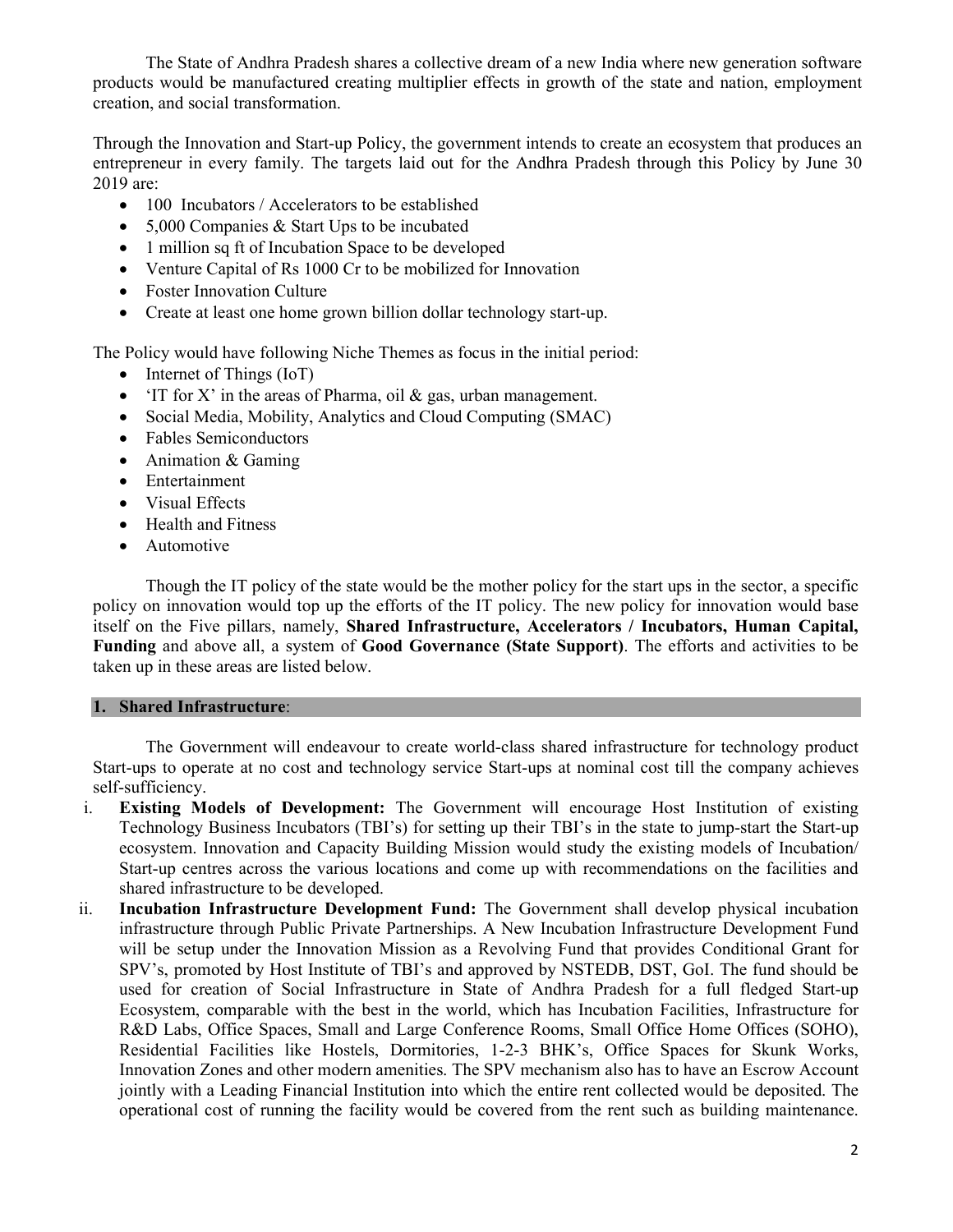The State of Andhra Pradesh shares a collective dream of a new India where new generation software products would be manufactured creating multiplier effects in growth of the state and nation, employment creation, and social transformation.

Through the Innovation and Start-up Policy, the government intends to create an ecosystem that produces an entrepreneur in every family. The targets laid out for the Andhra Pradesh through this Policy by June 30 2019 are:

- 100 Incubators / Accelerators to be established
- 5,000 Companies & Start Ups to be incubated
- 1 million sq ft of Incubation Space to be developed
- Venture Capital of Rs 1000 Cr to be mobilized for Innovation
- Foster Innovation Culture
- Create at least one home grown billion dollar technology start-up.

The Policy would have following Niche Themes as focus in the initial period:

- Internet of Things (IoT)
- 'IT for X' in the areas of Pharma, oil & gas, urban management.
- Social Media, Mobility, Analytics and Cloud Computing (SMAC)
- Fables Semiconductors
- Animation & Gaming
- Entertainment
- Visual Effects
- Health and Fitness
- Automotive

Though the IT policy of the state would be the mother policy for the start ups in the sector, a specific policy on innovation would top up the efforts of the IT policy. The new policy for innovation would base itself on the Five pillars, namely, **Shared Infrastructure, Accelerators / Incubators, Human Capital, Funding** and above all, a system of **Good Governance (State Support)**. The efforts and activities to be taken up in these areas are listed below.

## 1. Shared Infrastructure:

The Government will endeavour to create world-class shared infrastructure for technology product Start-ups to operate at no cost and technology service Start-ups at nominal cost till the company achieves self-sufficiency.

i. **Existing Models of Development:** The Government will encourage Host Institution of existing Technology Business Incubators (TBI's) for setting up their TBI's in the state to jump-start the Start-up ecosystem. Innovation and Capacity Building Mission would study the existing models of Incubation/ Start-up centres across the various locations and come up with recommendations on the facilities and shared infrastructure to be developed.

ii. **Incubation Infrastructure Development Fund:** The Government shall develop physical incubation infrastructure through Public Private Partnerships. A New Incubation Infrastructure Development Fund will be setup under the Innovation Mission as a Revolving Fund that provides Conditional Grant for SPV's, promoted by Host Institute of TBI's and approved by NSTEDB, DST, GoI. The fund should be used for creation of Social Infrastructure in State of Andhra Pradesh for a full fledged Start-up Ecosystem, comparable with the best in the world, which has Incubation Facilities, Infrastructure for R&D Labs, Office Spaces, Small and Large Conference Rooms, Small Office Home Offices (SOHO), Residential Facilities like Hostels, Dormitories, 1-2-3 BHK's, Office Spaces for Skunk Works, Innovation Zones and other modern amenities. The SPV mechanism also has to have an Escrow Account jointly with a Leading Financial Institution into which the entire rent collected would be deposited. The operational cost of running the facility would be covered from the rent such as building maintenance.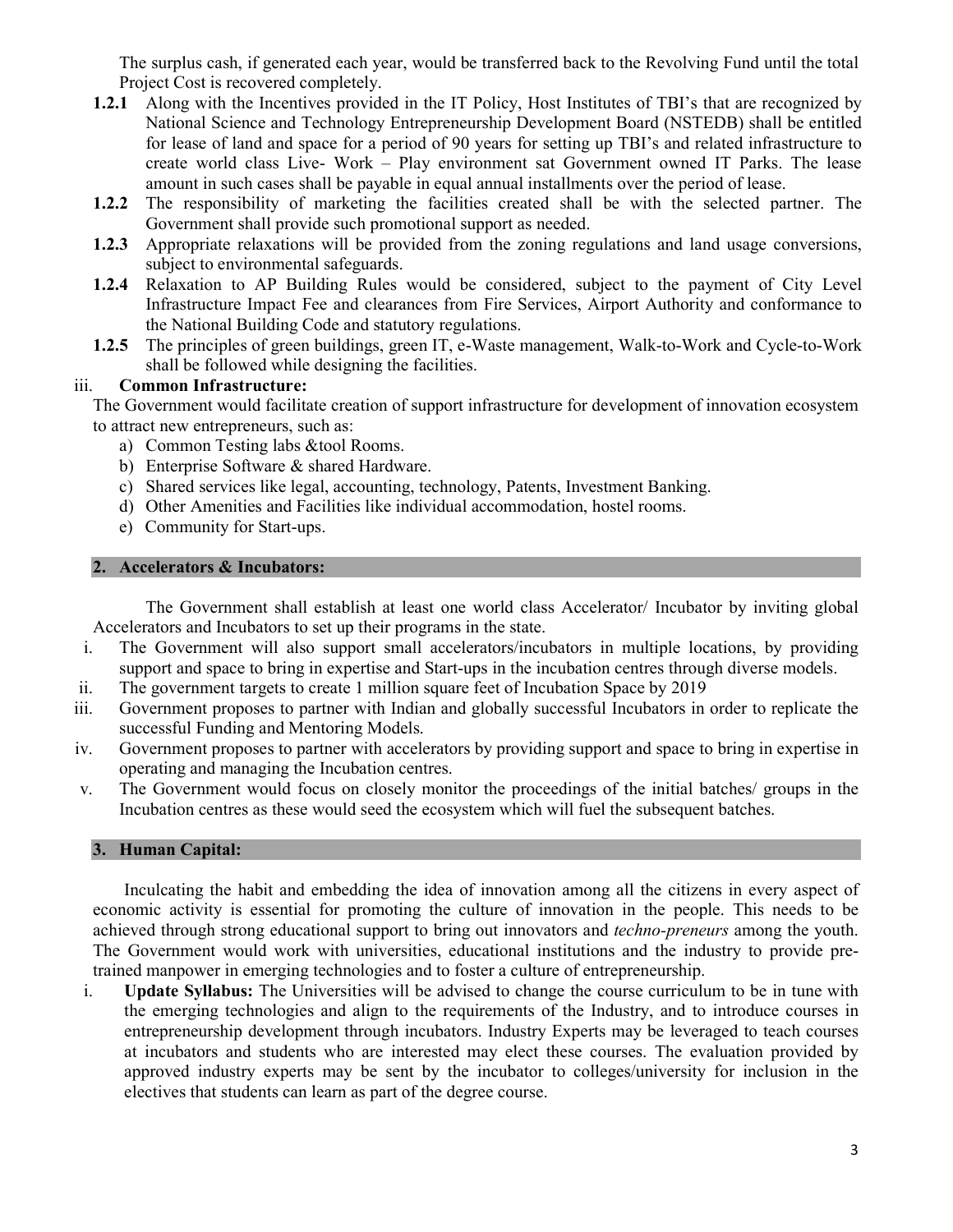The surplus cash, if generated each year, would be transferred back to the Revolving Fund until the total Project Cost is recovered completely.

**1.2.1** Along with the Incentives provided in the IT Policy, Host Institutes of TBI's that are recognized by National Science and Technology Entrepreneurship Development Board (NSTEDB) shall be entitled for lease of land and space for a period of 90 years for setting up TBI's and related infrastructure to create world class Live- Work – Play environment sat Government owned IT Parks. The lease amount in such cases shall be payable in equal annual installments over the period of lease.

**1.2.2** The responsibility of marketing the facilities created shall be with the selected partner. The Government shall provide such promotional support as needed.

**1.2.3** Appropriate relaxations will be provided from the zoning regulations and land usage conversions, subject to environmental safeguards.

**1.2.4** Relaxation to AP Building Rules would be considered, subject to the payment of City Level Infrastructure Impact Fee and clearances from Fire Services, Airport Authority and conformance to the National Building Code and statutory regulations.

**1.2.5** The principles of green buildings, green IT, e-Waste management, Walk-to-Work and Cycle-to-Work shall be followed while designing the facilities.

iii. **Common Infrastructure:**

The Government would facilitate creation of support infrastructure for development of innovation ecosystem to attract new entrepreneurs, such as:

a) Common Testing labs &tool Rooms.
b) Enterprise Software & shared Hardware.
c) Shared services like legal, accounting, technology, Patents, Investment Banking.
d) Other Amenities and Facilities like individual accommodation, hostel rooms.
e) Community for Start-ups.

## 2. Accelerators & Incubators:

The Government shall establish at least one world class Accelerator/ Incubator by inviting global Accelerators and Incubators to set up their programs in the state.

i. The Government will also support small accelerators/incubators in multiple locations, by providing support and space to bring in expertise and Start-ups in the incubation centres through diverse models.
ii. The government targets to create 1 million square feet of Incubation Space by 2019
iii. Government proposes to partner with Indian and globally successful Incubators in order to replicate the successful Funding and Mentoring Models.
iv. Government proposes to partner with accelerators by providing support and space to bring in expertise in operating and managing the Incubation centres.
v. The Government would focus on closely monitor the proceedings of the initial batches/ groups in the Incubation centres as these would seed the ecosystem which will fuel the subsequent batches.

## 3. Human Capital:

Inculcating the habit and embedding the idea of innovation among all the citizens in every aspect of economic activity is essential for promoting the culture of innovation in the people. This needs to be achieved through strong educational support to bring out innovators and *techno-preneurs* among the youth. The Government would work with universities, educational institutions and the industry to provide pre-trained manpower in emerging technologies and to foster a culture of entrepreneurship.

i. **Update Syllabus:** The Universities will be advised to change the course curriculum to be in tune with the emerging technologies and align to the requirements of the Industry, and to introduce courses in entrepreneurship development through incubators. Industry Experts may be leveraged to teach courses at incubators and students who are interested may elect these courses. The evaluation provided by approved industry experts may be sent by the incubator to colleges/university for inclusion in the electives that students can learn as part of the degree course.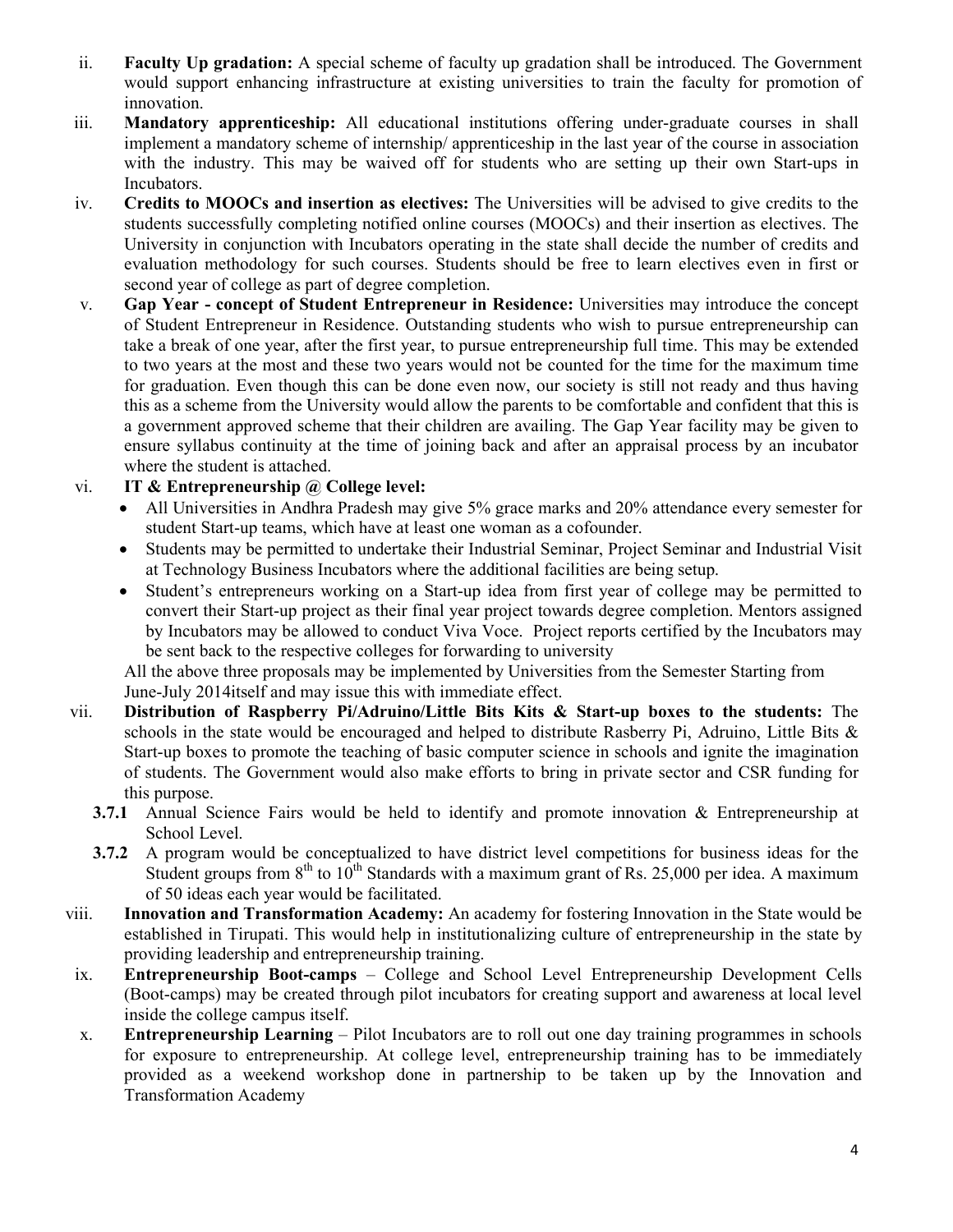ii. **Faculty Up gradation:** A special scheme of faculty up gradation shall be introduced. The Government would support enhancing infrastructure at existing universities to train the faculty for promotion of innovation.

iii. **Mandatory apprenticeship:** All educational institutions offering under-graduate courses in shall implement a mandatory scheme of internship/ apprenticeship in the last year of the course in association with the industry. This may be waived off for students who are setting up their own Start-ups in Incubators.

iv. **Credits to MOOCs and insertion as electives:** The Universities will be advised to give credits to the students successfully completing notified online courses (MOOCs) and their insertion as electives. The University in conjunction with Incubators operating in the state shall decide the number of credits and evaluation methodology for such courses. Students should be free to learn electives even in first or second year of college as part of degree completion.

v. **Gap Year - concept of Student Entrepreneur in Residence:** Universities may introduce the concept of Student Entrepreneur in Residence. Outstanding students who wish to pursue entrepreneurship can take a break of one year, after the first year, to pursue entrepreneurship full time. This may be extended to two years at the most and these two years would not be counted for the time for the maximum time for graduation. Even though this can be done even now, our society is still not ready and thus having this as a scheme from the University would allow the parents to be comfortable and confident that this is a government approved scheme that their children are availing. The Gap Year facility may be given to ensure syllabus continuity at the time of joining back and after an appraisal process by an incubator where the student is attached.

vi. **IT & Entrepreneurship @ College level:**

- All Universities in Andhra Pradesh may give 5% grace marks and 20% attendance every semester for student Start-up teams, which have at least one woman as a cofounder.
- Students may be permitted to undertake their Industrial Seminar, Project Seminar and Industrial Visit at Technology Business Incubators where the additional facilities are being setup.
- Student's entrepreneurs working on a Start-up idea from first year of college may be permitted to convert their Start-up project as their final year project towards degree completion. Mentors assigned by Incubators may be allowed to conduct Viva Voce. Project reports certified by the Incubators may be sent back to the respective colleges for forwarding to university

All the above three proposals may be implemented by Universities from the Semester Starting from June-July 2014itself and may issue this with immediate effect.

vii. **Distribution of Raspberry Pi/Adruino/Little Bits Kits & Start-up boxes to the students:** The schools in the state would be encouraged and helped to distribute Rasberry Pi, Adruino, Little Bits & Start-up boxes to promote the teaching of basic computer science in schools and ignite the imagination of students. The Government would also make efforts to bring in private sector and CSR funding for this purpose.

**3.7.1** Annual Science Fairs would be held to identify and promote innovation & Entrepreneurship at School Level.

**3.7.2** A program would be conceptualized to have district level competitions for business ideas for the Student groups from 8th to 10th Standards with a maximum grant of Rs. 25,000 per idea. A maximum of 50 ideas each year would be facilitated.

viii. **Innovation and Transformation Academy:** An academy for fostering Innovation in the State would be established in Tirupati. This would help in institutionalizing culture of entrepreneurship in the state by providing leadership and entrepreneurship training.

ix. **Entrepreneurship Boot-camps** – College and School Level Entrepreneurship Development Cells (Boot-camps) may be created through pilot incubators for creating support and awareness at local level inside the college campus itself.

x. **Entrepreneurship Learning** – Pilot Incubators are to roll out one day training programmes in schools for exposure to entrepreneurship. At college level, entrepreneurship training has to be immediately provided as a weekend workshop done in partnership to be taken up by the Innovation and Transformation Academy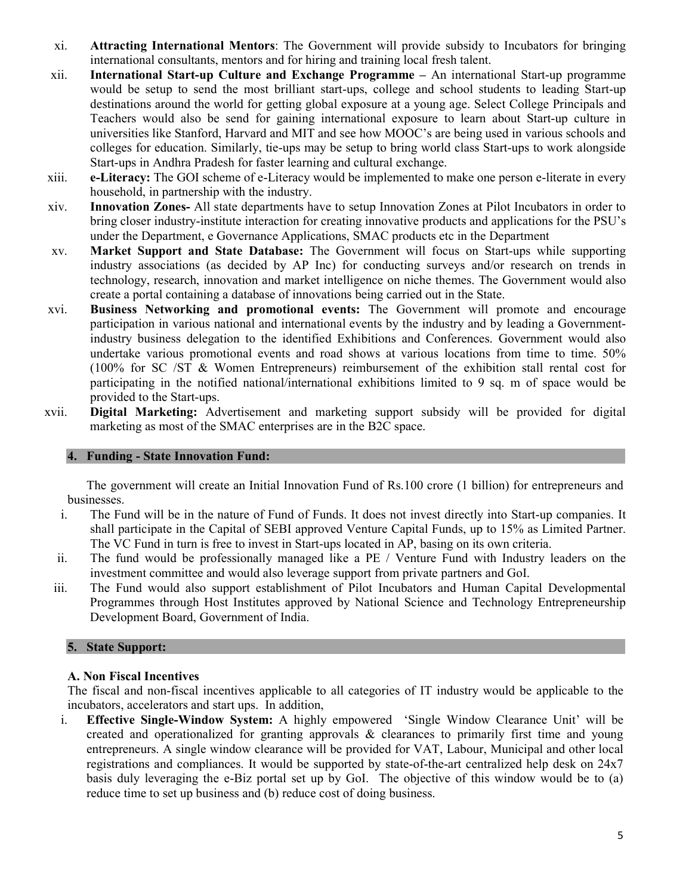xi. **Attracting International Mentors**: The Government will provide subsidy to Incubators for bringing international consultants, mentors and for hiring and training local fresh talent.

xii. **International Start-up Culture and Exchange Programme –** An international Start-up programme would be setup to send the most brilliant start-ups, college and school students to leading Start-up destinations around the world for getting global exposure at a young age. Select College Principals and Teachers would also be send for gaining international exposure to learn about Start-up culture in universities like Stanford, Harvard and MIT and see how MOOC's are being used in various schools and colleges for education. Similarly, tie-ups may be setup to bring world class Start-ups to work alongside Start-ups in Andhra Pradesh for faster learning and cultural exchange.

xiii. **e-Literacy:** The GOI scheme of e-Literacy would be implemented to make one person e-literate in every household, in partnership with the industry.

xiv. **Innovation Zones-** All state departments have to setup Innovation Zones at Pilot Incubators in order to bring closer industry-institute interaction for creating innovative products and applications for the PSU's under the Department, e Governance Applications, SMAC products etc in the Department

xv. **Market Support and State Database:** The Government will focus on Start-ups while supporting industry associations (as decided by AP Inc) for conducting surveys and/or research on trends in technology, research, innovation and market intelligence on niche themes. The Government would also create a portal containing a database of innovations being carried out in the State.

xvi. **Business Networking and promotional events:** The Government will promote and encourage participation in various national and international events by the industry and by leading a Government-industry business delegation to the identified Exhibitions and Conferences. Government would also undertake various promotional events and road shows at various locations from time to time. 50% (100% for SC /ST & Women Entrepreneurs) reimbursement of the exhibition stall rental cost for participating in the notified national/international exhibitions limited to 9 sq. m of space would be provided to the Start-ups.

xvii. **Digital Marketing:** Advertisement and marketing support subsidy will be provided for digital marketing as most of the SMAC enterprises are in the B2C space.

## 4. Funding - State Innovation Fund:

The government will create an Initial Innovation Fund of Rs.100 crore (1 billion) for entrepreneurs and businesses.

i. The Fund will be in the nature of Fund of Funds. It does not invest directly into Start-up companies. It shall participate in the Capital of SEBI approved Venture Capital Funds, up to 15% as Limited Partner. The VC Fund in turn is free to invest in Start-ups located in AP, basing on its own criteria.

ii. The fund would be professionally managed like a PE / Venture Fund with Industry leaders on the investment committee and would also leverage support from private partners and GoI.

iii. The Fund would also support establishment of Pilot Incubators and Human Capital Developmental Programmes through Host Institutes approved by National Science and Technology Entrepreneurship Development Board, Government of India.

## 5. State Support:

### A. Non Fiscal Incentives

The fiscal and non-fiscal incentives applicable to all categories of IT industry would be applicable to the incubators, accelerators and start ups. In addition,

i. **Effective Single-Window System:** A highly empowered 'Single Window Clearance Unit' will be created and operationalized for granting approvals & clearances to primarily first time and young entrepreneurs. A single window clearance will be provided for VAT, Labour, Municipal and other local registrations and compliances. It would be supported by state-of-the-art centralized help desk on 24x7 basis duly leveraging the e-Biz portal set up by GoI. The objective of this window would be to (a) reduce time to set up business and (b) reduce cost of doing business.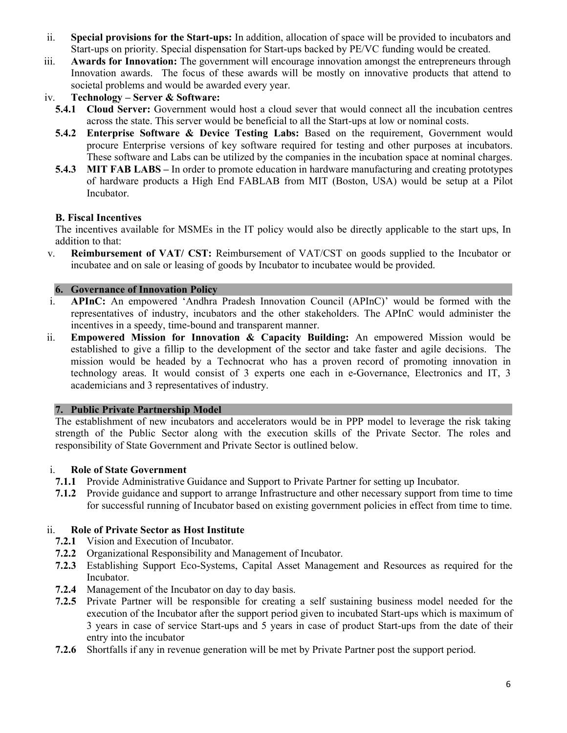ii. **Special provisions for the Start-ups:** In addition, allocation of space will be provided to incubators and Start-ups on priority. Special dispensation for Start-ups backed by PE/VC funding would be created.

iii. **Awards for Innovation:** The government will encourage innovation amongst the entrepreneurs through Innovation awards. The focus of these awards will be mostly on innovative products that attend to societal problems and would be awarded every year.

iv. **Technology – Server & Software:**

**5.4.1 Cloud Server:** Government would host a cloud sever that would connect all the incubation centres across the state. This server would be beneficial to all the Start-ups at low or nominal costs.

**5.4.2 Enterprise Software & Device Testing Labs:** Based on the requirement, Government would procure Enterprise versions of key software required for testing and other purposes at incubators. These software and Labs can be utilized by the companies in the incubation space at nominal charges.

**5.4.3 MIT FAB LABS –** In order to promote education in hardware manufacturing and creating prototypes of hardware products a High End FABLAB from MIT (Boston, USA) would be setup at a Pilot Incubator.

**B. Fiscal Incentives**

The incentives available for MSMEs in the IT policy would also be directly applicable to the start ups, In addition to that:

v. **Reimbursement of VAT/ CST:** Reimbursement of VAT/CST on goods supplied to the Incubator or incubatee and on sale or leasing of goods by Incubator to incubatee would be provided.

## 6. Governance of Innovation Policy

i. **APInC:** An empowered 'Andhra Pradesh Innovation Council (APInC)' would be formed with the representatives of industry, incubators and the other stakeholders. The APInC would administer the incentives in a speedy, time-bound and transparent manner.

ii. **Empowered Mission for Innovation & Capacity Building:** An empowered Mission would be established to give a fillip to the development of the sector and take faster and agile decisions. The mission would be headed by a Technocrat who has a proven record of promoting innovation in technology areas. It would consist of 3 experts one each in e-Governance, Electronics and IT, 3 academicians and 3 representatives of industry.

## 7. Public Private Partnership Model

The establishment of new incubators and accelerators would be in PPP model to leverage the risk taking strength of the Public Sector along with the execution skills of the Private Sector. The roles and responsibility of State Government and Private Sector is outlined below.

i. **Role of State Government**

**7.1.1** Provide Administrative Guidance and Support to Private Partner for setting up Incubator.

**7.1.2** Provide guidance and support to arrange Infrastructure and other necessary support from time to time for successful running of Incubator based on existing government policies in effect from time to time.

ii. **Role of Private Sector as Host Institute**

**7.2.1** Vision and Execution of Incubator.

**7.2.2** Organizational Responsibility and Management of Incubator.

**7.2.3** Establishing Support Eco-Systems, Capital Asset Management and Resources as required for the Incubator.

**7.2.4** Management of the Incubator on day to day basis.

**7.2.5** Private Partner will be responsible for creating a self sustaining business model needed for the execution of the Incubator after the support period given to incubated Start-ups which is maximum of 3 years in case of service Start-ups and 5 years in case of product Start-ups from the date of their entry into the incubator

**7.2.6** Shortfalls if any in revenue generation will be met by Private Partner post the support period.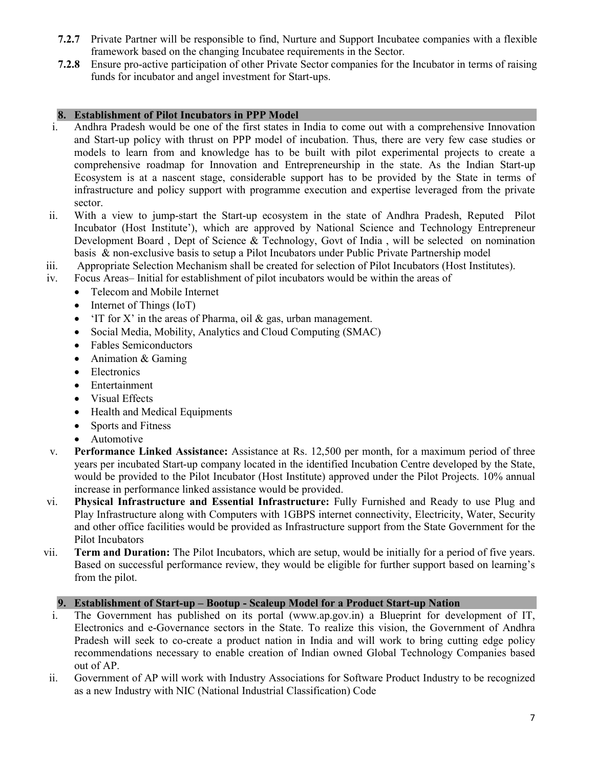**7.2.7** Private Partner will be responsible to find, Nurture and Support Incubatee companies with a flexible framework based on the changing Incubatee requirements in the Sector.

**7.2.8** Ensure pro-active participation of other Private Sector companies for the Incubator in terms of raising funds for incubator and angel investment for Start-ups.

## 8. Establishment of Pilot Incubators in PPP Model

i. Andhra Pradesh would be one of the first states in India to come out with a comprehensive Innovation and Start-up policy with thrust on PPP model of incubation. Thus, there are very few case studies or models to learn from and knowledge has to be built with pilot experimental projects to create a comprehensive roadmap for Innovation and Entrepreneurship in the state. As the Indian Start-up Ecosystem is at a nascent stage, considerable support has to be provided by the State in terms of infrastructure and policy support with programme execution and expertise leveraged from the private sector.

ii. With a view to jump-start the Start-up ecosystem in the state of Andhra Pradesh, Reputed Pilot Incubator (Host Institute'), which are approved by National Science and Technology Entrepreneur Development Board , Dept of Science & Technology, Govt of India , will be selected on nomination basis & non-exclusive basis to setup a Pilot Incubators under Public Private Partnership model

iii. Appropriate Selection Mechanism shall be created for selection of Pilot Incubators (Host Institutes).

iv. Focus Areas– Initial for establishment of pilot incubators would be within the areas of

- Telecom and Mobile Internet
- Internet of Things (IoT)
- 'IT for X' in the areas of Pharma, oil & gas, urban management.
- Social Media, Mobility, Analytics and Cloud Computing (SMAC)
- Fables Semiconductors
- Animation & Gaming
- Electronics
- Entertainment
- Visual Effects
- Health and Medical Equipments
- Sports and Fitness
- Automotive

v. **Performance Linked Assistance:** Assistance at Rs. 12,500 per month, for a maximum period of three years per incubated Start-up company located in the identified Incubation Centre developed by the State, would be provided to the Pilot Incubator (Host Institute) approved under the Pilot Projects. 10% annual increase in performance linked assistance would be provided.

vi. **Physical Infrastructure and Essential Infrastructure:** Fully Furnished and Ready to use Plug and Play Infrastructure along with Computers with 1GBPS internet connectivity, Electricity, Water, Security and other office facilities would be provided as Infrastructure support from the State Government for the Pilot Incubators

vii. **Term and Duration:** The Pilot Incubators, which are setup, would be initially for a period of five years. Based on successful performance review, they would be eligible for further support based on learning's from the pilot.

## 9. Establishment of Start-up – Bootup - Scaleup Model for a Product Start-up Nation

i. The Government has published on its portal (www.ap.gov.in) a Blueprint for development of IT, Electronics and e-Governance sectors in the State. To realize this vision, the Government of Andhra Pradesh will seek to co-create a product nation in India and will work to bring cutting edge policy recommendations necessary to enable creation of Indian owned Global Technology Companies based out of AP.

ii. Government of AP will work with Industry Associations for Software Product Industry to be recognized as a new Industry with NIC (National Industrial Classification) Code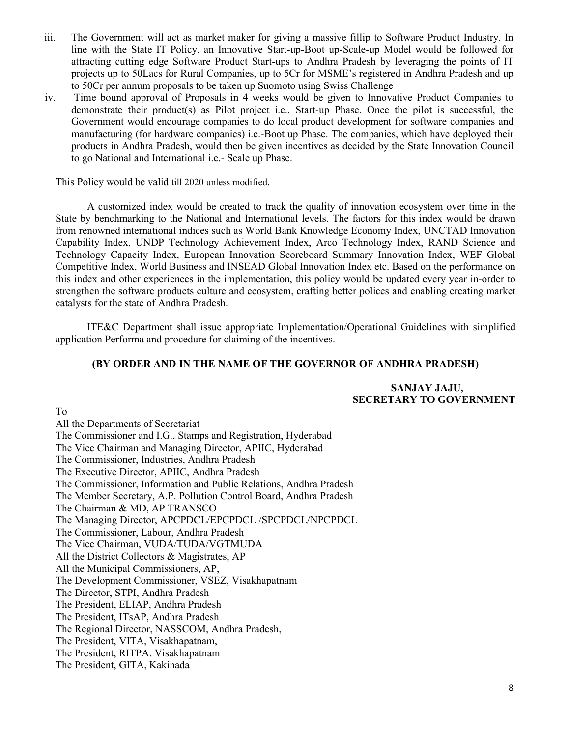iii. The Government will act as market maker for giving a massive fillip to Software Product Industry. In line with the State IT Policy, an Innovative Start-up-Boot up-Scale-up Model would be followed for attracting cutting edge Software Product Start-ups to Andhra Pradesh by leveraging the points of IT projects up to 50Lacs for Rural Companies, up to 5Cr for MSME's registered in Andhra Pradesh and up to 50Cr per annum proposals to be taken up Suomoto using Swiss Challenge

iv. Time bound approval of Proposals in 4 weeks would be given to Innovative Product Companies to demonstrate their product(s) as Pilot project i.e., Start-up Phase. Once the pilot is successful, the Government would encourage companies to do local product development for software companies and manufacturing (for hardware companies) i.e.-Boot up Phase. The companies, which have deployed their products in Andhra Pradesh, would then be given incentives as decided by the State Innovation Council to go National and International i.e.- Scale up Phase.

This Policy would be valid till 2020 unless modified.

A customized index would be created to track the quality of innovation ecosystem over time in the State by benchmarking to the National and International levels. The factors for this index would be drawn from renowned international indices such as World Bank Knowledge Economy Index, UNCTAD Innovation Capability Index, UNDP Technology Achievement Index, Arco Technology Index, RAND Science and Technology Capacity Index, European Innovation Scoreboard Summary Innovation Index, WEF Global Competitive Index, World Business and INSEAD Global Innovation Index etc. Based on the performance on this index and other experiences in the implementation, this policy would be updated every year in-order to strengthen the software products culture and ecosystem, crafting better polices and enabling creating market catalysts for the state of Andhra Pradesh.

ITE&C Department shall issue appropriate Implementation/Operational Guidelines with simplified application Performa and procedure for claiming of the incentives.

**(BY ORDER AND IN THE NAME OF THE GOVERNOR OF ANDHRA PRADESH)**

**SANJAY JAJU,**
**SECRETARY TO GOVERNMENT**

To
All the Departments of Secretariat
The Commissioner and I.G., Stamps and Registration, Hyderabad
The Vice Chairman and Managing Director, APIIC, Hyderabad
The Commissioner, Industries, Andhra Pradesh
The Executive Director, APIIC, Andhra Pradesh
The Commissioner, Information and Public Relations, Andhra Pradesh
The Member Secretary, A.P. Pollution Control Board, Andhra Pradesh
The Chairman & MD, AP TRANSCO
The Managing Director, APCPDCL/EPCPDCL /SPCPDCL/NPCPDCL
The Commissioner, Labour, Andhra Pradesh
The Vice Chairman, VUDA/TUDA/VGTMUDA
All the District Collectors & Magistrates, AP
All the Municipal Commissioners, AP,
The Development Commissioner, VSEZ, Visakhapatnam
The Director, STPI, Andhra Pradesh
The President, ELIAP, Andhra Pradesh
The President, ITsAP, Andhra Pradesh
The Regional Director, NASSCOM, Andhra Pradesh,
The President, VITA, Visakhapatnam,
The President, RITPA. Visakhapatnam
The President, GITA, Kakinada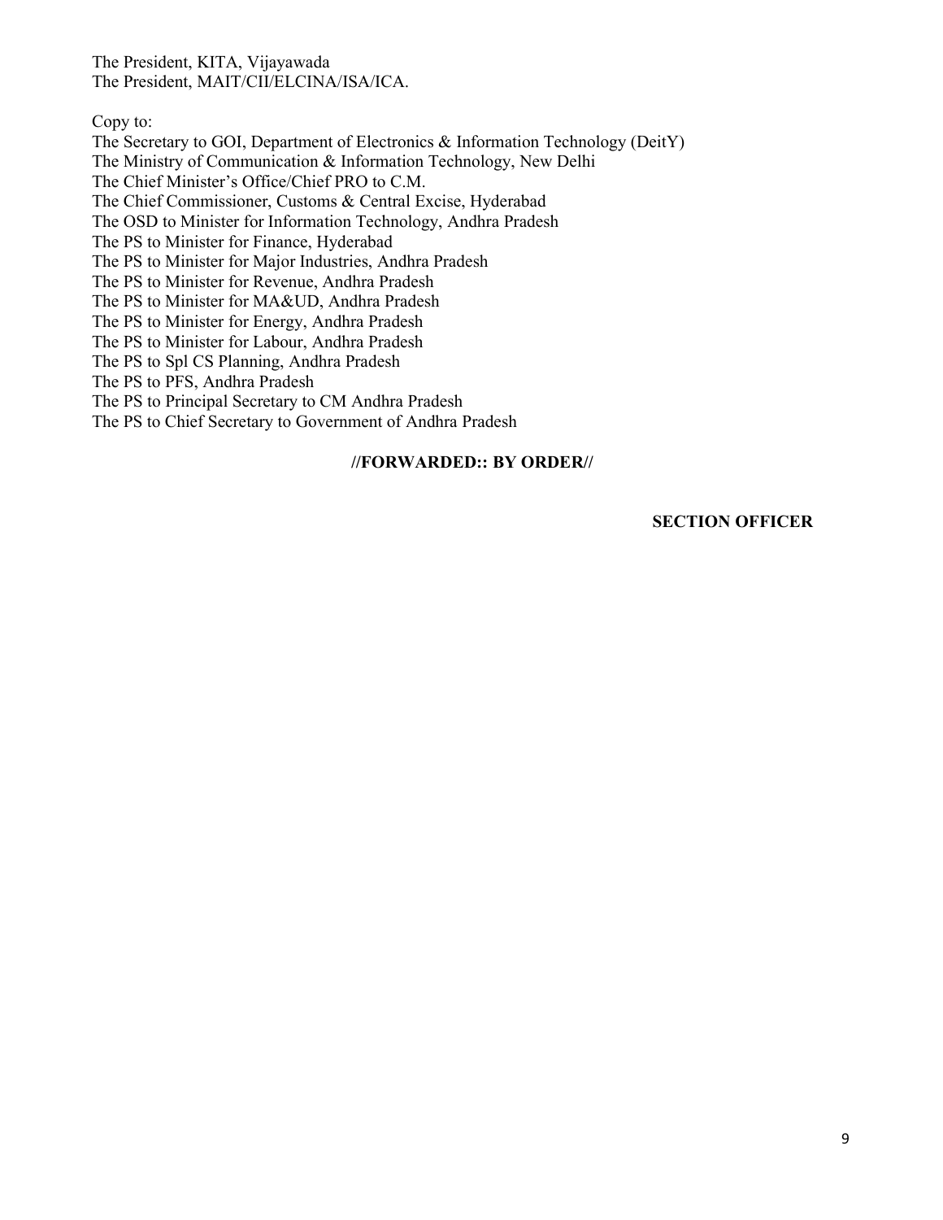The President, KITA, Vijayawada
The President, MAIT/CII/ELCINA/ISA/ICA.

Copy to:
The Secretary to GOI, Department of Electronics & Information Technology (DeitY)
The Ministry of Communication & Information Technology, New Delhi
The Chief Minister's Office/Chief PRO to C.M.
The Chief Commissioner, Customs & Central Excise, Hyderabad
The OSD to Minister for Information Technology, Andhra Pradesh
The PS to Minister for Finance, Hyderabad
The PS to Minister for Major Industries, Andhra Pradesh
The PS to Minister for Revenue, Andhra Pradesh
The PS to Minister for MA&UD, Andhra Pradesh
The PS to Minister for Energy, Andhra Pradesh
The PS to Minister for Labour, Andhra Pradesh
The PS to Spl CS Planning, Andhra Pradesh
The PS to PFS, Andhra Pradesh
The PS to Principal Secretary to CM Andhra Pradesh
The PS to Chief Secretary to Government of Andhra Pradesh

**//FORWARDED:: BY ORDER//**

**SECTION OFFICER**